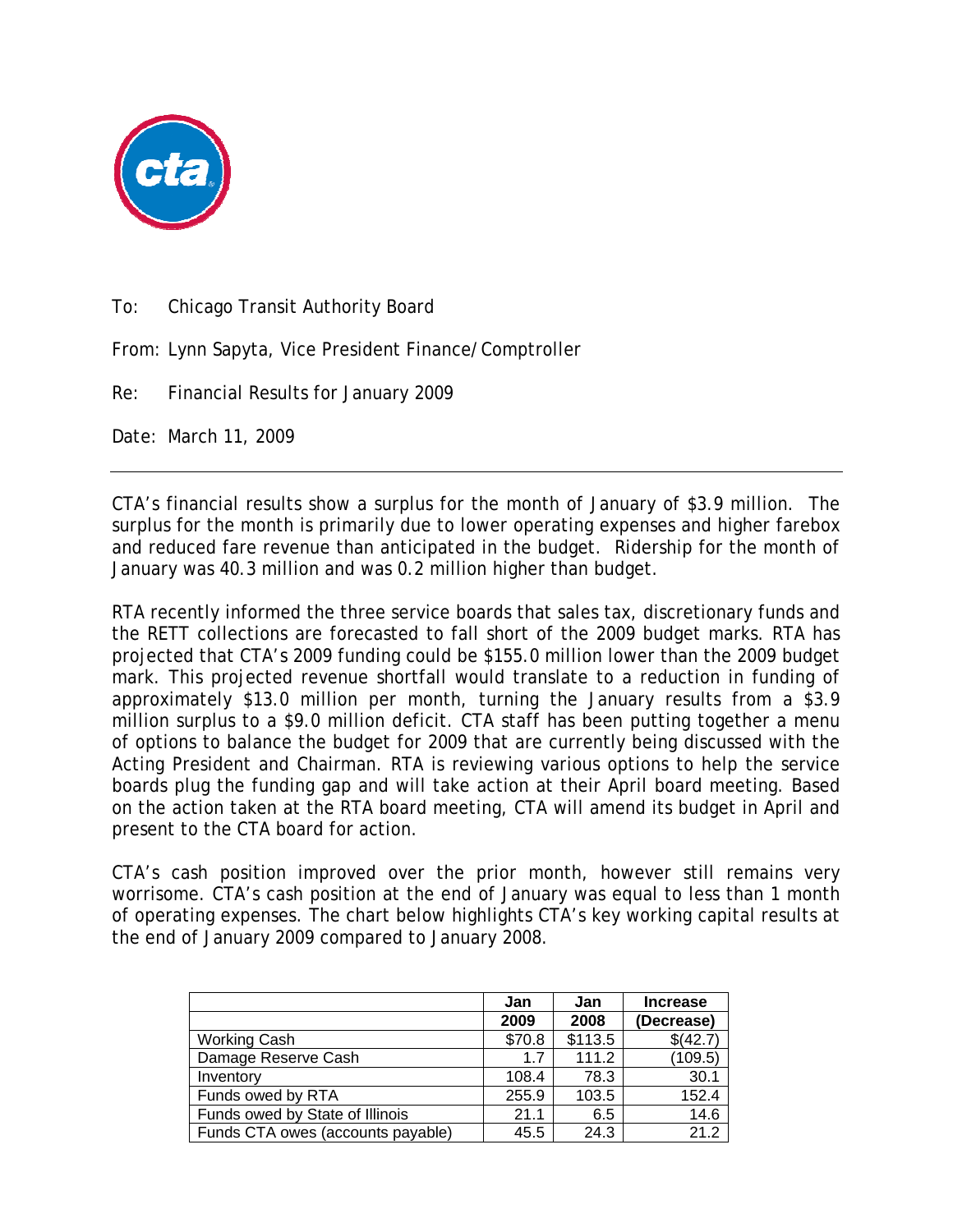To: Chicago Transit Authority Board

From: Lynn Sapyta, Vice President Finance/Comptroller

Re: Financial Results for January 2009

Date: March 11, 2009

---

CTA's financial results show a surplus for the month of January of $3.9 million. The surplus for the month is primarily due to lower operating expenses and higher farebox and reduced fare revenue than anticipated in the budget. Ridership for the month of January was 40.3 million and was 0.2 million higher than budget.

RTA recently informed the three service boards that sales tax, discretionary funds and the RETT collections are forecasted to fall short of the 2009 budget marks. RTA has projected that CTA's 2009 funding could be $155.0 million lower than the 2009 budget mark. This projected revenue shortfall would translate to a reduction in funding of approximately $13.0 million per month, turning the January results from a $3.9 million surplus to a $9.0 million deficit. CTA staff has been putting together a menu of options to balance the budget for 2009 that are currently being discussed with the Acting President and Chairman. RTA is reviewing various options to help the service boards plug the funding gap and will take action at their April board meeting. Based on the action taken at the RTA board meeting, CTA will amend its budget in April and present to the CTA board for action.

CTA's cash position improved over the prior month, however still remains very worrisome. CTA's cash position at the end of January was equal to less than 1 month of operating expenses. The chart below highlights CTA's key working capital results at the end of January 2009 compared to January 2008.

| | Jan 2009 | Jan 2008 | Increase (Decrease) |
|---|---|---|---|
| Working Cash | $70.8 | $113.5 | $(42.7) |
| Damage Reserve Cash | 1.7 | 111.2 | (109.5) |
| Inventory | 108.4 | 78.3 | 30.1 |
| Funds owed by RTA | 255.9 | 103.5 | 152.4 |
| Funds owed by State of Illinois | 21.1 | 6.5 | 14.6 |
| Funds CTA owes (accounts payable) | 45.5 | 24.3 | 21.2 |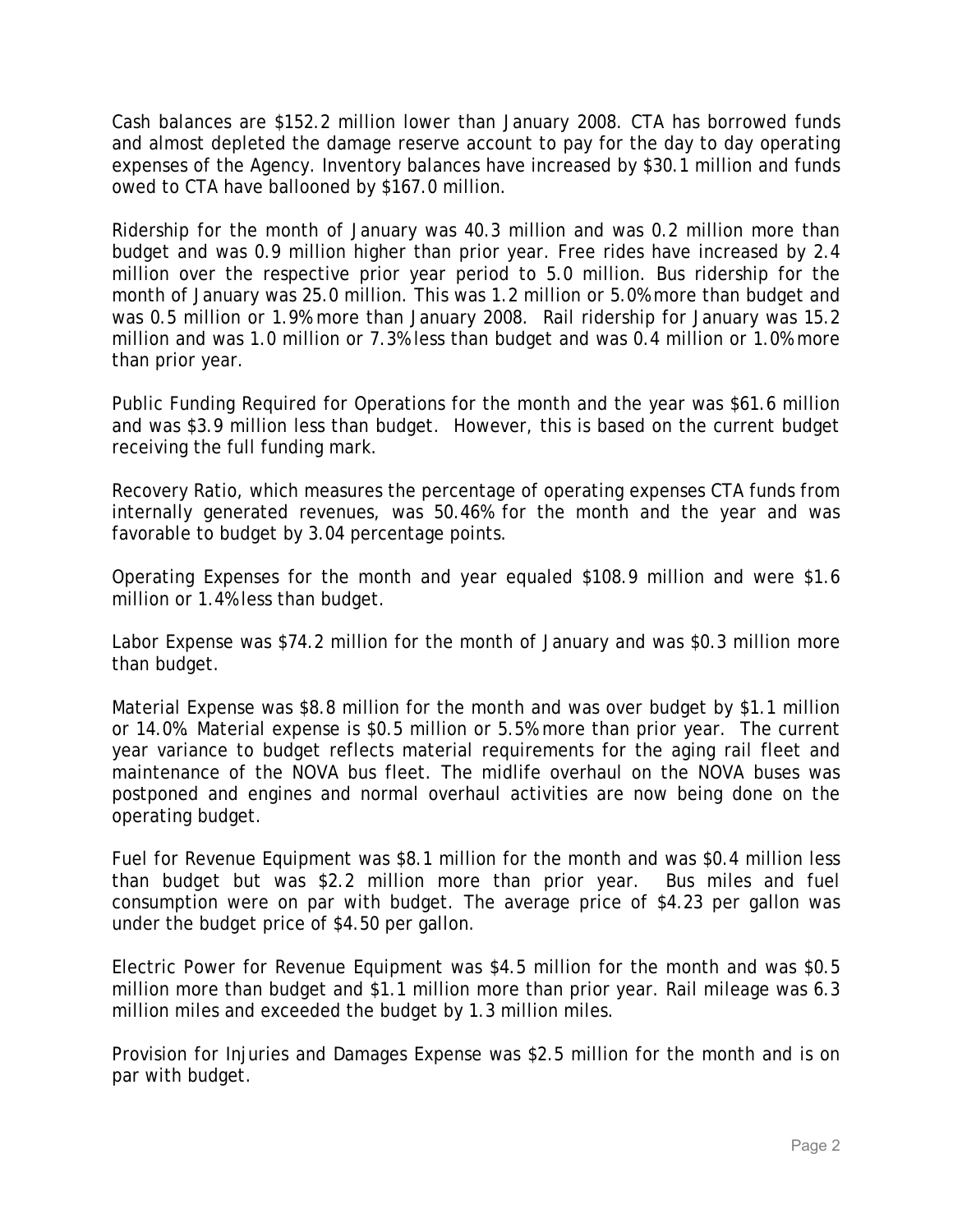Cash balances are $152.2 million lower than January 2008. CTA has borrowed funds and almost depleted the damage reserve account to pay for the day to day operating expenses of the Agency. Inventory balances have increased by $30.1 million and funds owed to CTA have ballooned by $167.0 million.

Ridership for the month of January was 40.3 million and was 0.2 million more than budget and was 0.9 million higher than prior year. Free rides have increased by 2.4 million over the respective prior year period to 5.0 million. Bus ridership for the month of January was 25.0 million. This was 1.2 million or 5.0% more than budget and was 0.5 million or 1.9% more than January 2008. Rail ridership for January was 15.2 million and was 1.0 million or 7.3% less than budget and was 0.4 million or 1.0% more than prior year.

Public Funding Required for Operations for the month and the year was $61.6 million and was $3.9 million less than budget. However, this is based on the current budget receiving the full funding mark.

Recovery Ratio, which measures the percentage of operating expenses CTA funds from internally generated revenues, was 50.46% for the month and the year and was favorable to budget by 3.04 percentage points.

Operating Expenses for the month and year equaled $108.9 million and were $1.6 million or 1.4% less than budget.

Labor Expense was $74.2 million for the month of January and was $0.3 million more than budget.

Material Expense was $8.8 million for the month and was over budget by $1.1 million or 14.0%. Material expense is $0.5 million or 5.5% more than prior year. The current year variance to budget reflects material requirements for the aging rail fleet and maintenance of the NOVA bus fleet. The midlife overhaul on the NOVA buses was postponed and engines and normal overhaul activities are now being done on the operating budget.

Fuel for Revenue Equipment was $8.1 million for the month and was $0.4 million less than budget but was $2.2 million more than prior year. Bus miles and fuel consumption were on par with budget. The average price of $4.23 per gallon was under the budget price of $4.50 per gallon.

Electric Power for Revenue Equipment was $4.5 million for the month and was $0.5 million more than budget and $1.1 million more than prior year. Rail mileage was 6.3 million miles and exceeded the budget by 1.3 million miles.

Provision for Injuries and Damages Expense was $2.5 million for the month and is on par with budget.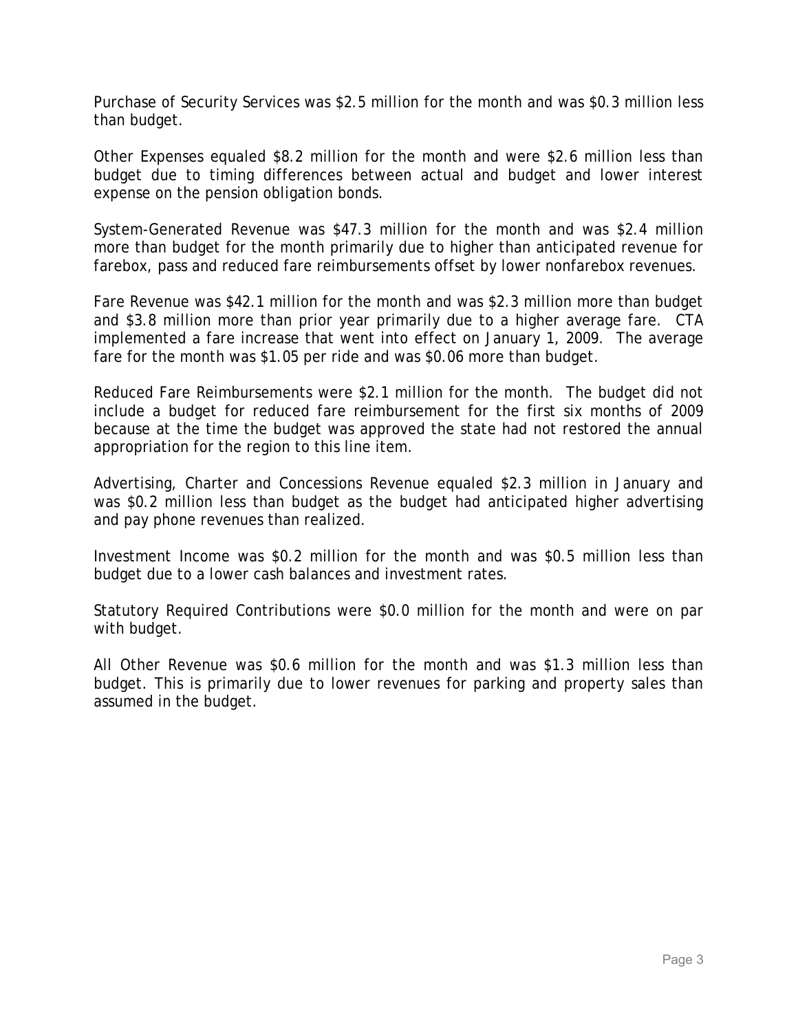Purchase of Security Services was $2.5 million for the month and was $0.3 million less than budget.

Other Expenses equaled $8.2 million for the month and were $2.6 million less than budget due to timing differences between actual and budget and lower interest expense on the pension obligation bonds.

System-Generated Revenue was $47.3 million for the month and was $2.4 million more than budget for the month primarily due to higher than anticipated revenue for farebox, pass and reduced fare reimbursements offset by lower nonfarebox revenues.

Fare Revenue was $42.1 million for the month and was $2.3 million more than budget and $3.8 million more than prior year primarily due to a higher average fare. CTA implemented a fare increase that went into effect on January 1, 2009. The average fare for the month was $1.05 per ride and was $0.06 more than budget.

Reduced Fare Reimbursements were $2.1 million for the month. The budget did not include a budget for reduced fare reimbursement for the first six months of 2009 because at the time the budget was approved the state had not restored the annual appropriation for the region to this line item.

Advertising, Charter and Concessions Revenue equaled $2.3 million in January and was $0.2 million less than budget as the budget had anticipated higher advertising and pay phone revenues than realized.

Investment Income was $0.2 million for the month and was $0.5 million less than budget due to a lower cash balances and investment rates.

Statutory Required Contributions were $0.0 million for the month and were on par with budget.

All Other Revenue was $0.6 million for the month and was $1.3 million less than budget. This is primarily due to lower revenues for parking and property sales than assumed in the budget.